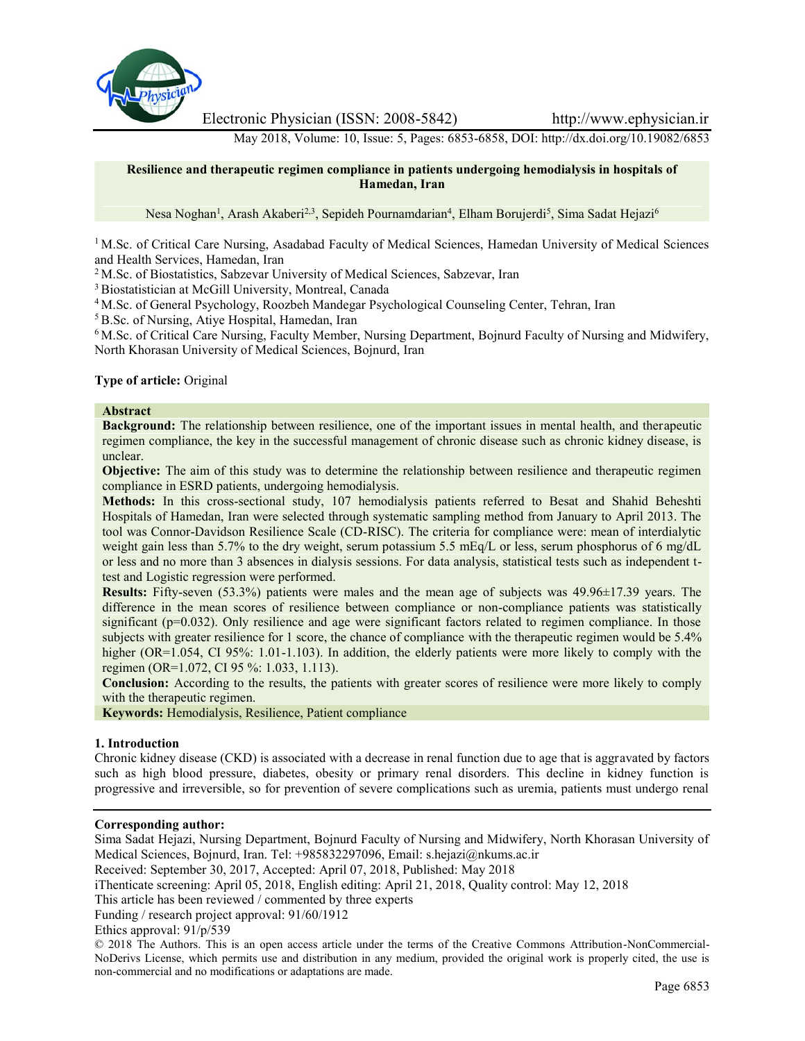**Resilience and therapeutic regimen compliance in patients undergoing hemodialysis in hospitals of Hamedan, Iran**

Nesa Noghan[1], Arash Akaberi[2,3], Sepideh Pournamdarian[4], Elham Borujerdi[5], Sima Sadat Hejazi[6]

[1] M.Sc. of Critical Care Nursing, Asadabad Faculty of Medical Sciences, Hamedan University of Medical Sciences and Health Services, Hamedan, Iran

[2] M.Sc. of Biostatistics, Sabzevar University of Medical Sciences, Sabzevar, Iran

[3] Biostatistician at McGill University, Montreal, Canada

[4] M.Sc. of General Psychology, Roozbeh Mandegar Psychological Counseling Center, Tehran, Iran

[5] B.Sc. of Nursing, Atiye Hospital, Hamedan, Iran

[6] M.Sc. of Critical Care Nursing, Faculty Member, Nursing Department, Bojnurd Faculty of Nursing and Midwifery, North Khorasan University of Medical Sciences, Bojnurd, Iran

**Type of article:** Original

**Abstract**

**Background:** The relationship between resilience, one of the important issues in mental health, and therapeutic regimen compliance, the key in the successful management of chronic disease such as chronic kidney disease, is unclear.

**Objective:** The aim of this study was to determine the relationship between resilience and therapeutic regimen compliance in ESRD patients, undergoing hemodialysis.

**Methods:** In this cross-sectional study, 107 hemodialysis patients referred to Besat and Shahid Beheshti Hospitals of Hamedan, Iran were selected through systematic sampling method from January to April 2013. The tool was Connor-Davidson Resilience Scale (CD-RISC). The criteria for compliance were: mean of interdialytic weight gain less than 5.7% to the dry weight, serum potassium 5.5 mEq/L or less, serum phosphorus of 6 mg/dL or less and no more than 3 absences in dialysis sessions. For data analysis, statistical tests such as independent t-test and Logistic regression were performed.

**Results:** Fifty-seven (53.3%) patients were males and the mean age of subjects was 49.96±17.39 years. The difference in the mean scores of resilience between compliance or non-compliance patients was statistically significant ($p=0.032$). Only resilience and age were significant factors related to regimen compliance. In those subjects with greater resilience for 1 score, the chance of compliance with the therapeutic regimen would be 5.4% higher (OR=1.054, CI 95%: 1.01-1.103). In addition, the elderly patients were more likely to comply with the regimen (OR=1.072, CI 95 %: 1.033, 1.113).

**Conclusion:** According to the results, the patients with greater scores of resilience were more likely to comply with the therapeutic regimen.

**Keywords:** Hemodialysis, Resilience, Patient compliance

## 1. Introduction

Chronic kidney disease (CKD) is associated with a decrease in renal function due to age that is aggravated by factors such as high blood pressure, diabetes, obesity or primary renal disorders. This decline in kidney function is progressive and irreversible, so for prevention of severe complications such as uremia, patients must undergo renal

**Corresponding author:**

Sima Sadat Hejazi, Nursing Department, Bojnurd Faculty of Nursing and Midwifery, North Khorasan University of Medical Sciences, Bojnurd, Iran. Tel: +985832297096, Email: s.hejazi@nkums.ac.ir

Received: September 30, 2017, Accepted: April 07, 2018, Published: May 2018

iThenticate screening: April 05, 2018, English editing: April 21, 2018, Quality control: May 12, 2018

This article has been reviewed / commented by three experts

Funding / research project approval: 91/60/1912

Ethics approval: 91/p/539

© 2018 The Authors. This is an open access article under the terms of the Creative Commons Attribution-NonCommercial-NoDerivs License, which permits use and distribution in any medium, provided the original work is properly cited, the use is non-commercial and no modifications or adaptations are made.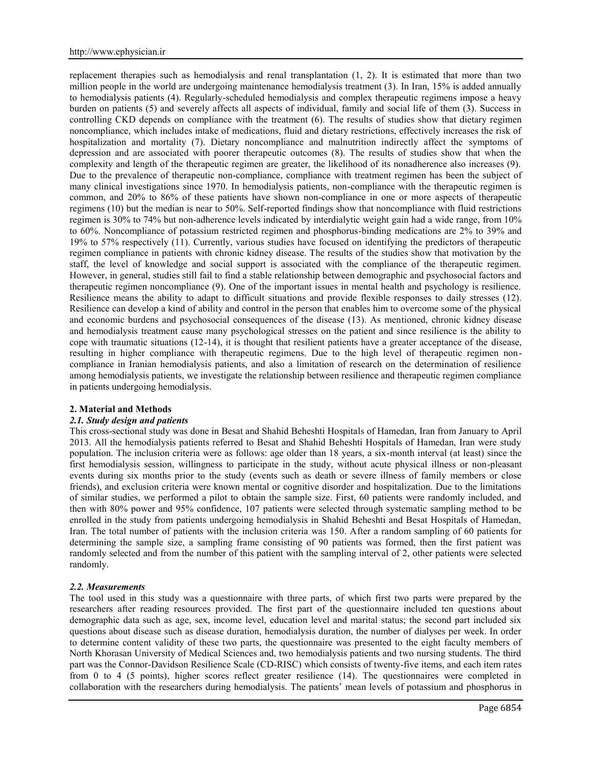replacement therapies such as hemodialysis and renal transplantation (1, 2). It is estimated that more than two million people in the world are undergoing maintenance hemodialysis treatment (3). In Iran, 15% is added annually to hemodialysis patients (4). Regularly-scheduled hemodialysis and complex therapeutic regimens impose a heavy burden on patients (5) and severely affects all aspects of individual, family and social life of them (3). Success in controlling CKD depends on compliance with the treatment (6). The results of studies show that dietary regimen noncompliance, which includes intake of medications, fluid and dietary restrictions, effectively increases the risk of hospitalization and mortality (7). Dietary noncompliance and malnutrition indirectly affect the symptoms of depression and are associated with poorer therapeutic outcomes (8). The results of studies show that when the complexity and length of the therapeutic regimen are greater, the likelihood of its nonadherence also increases (9). Due to the prevalence of therapeutic non-compliance, compliance with treatment regimen has been the subject of many clinical investigations since 1970. In hemodialysis patients, non-compliance with the therapeutic regimen is common, and 20% to 86% of these patients have shown non-compliance in one or more aspects of therapeutic regimens (10) but the median is near to 50%. Self-reported findings show that noncompliance with fluid restrictions regimen is 30% to 74% but non-adherence levels indicated by interdialytic weight gain had a wide range, from 10% to 60%. Noncompliance of potassium restricted regimen and phosphorus-binding medications are 2% to 39% and 19% to 57% respectively (11). Currently, various studies have focused on identifying the predictors of therapeutic regimen compliance in patients with chronic kidney disease. The results of the studies show that motivation by the staff, the level of knowledge and social support is associated with the compliance of the therapeutic regimen. However, in general, studies still fail to find a stable relationship between demographic and psychosocial factors and therapeutic regimen noncompliance (9). One of the important issues in mental health and psychology is resilience. Resilience means the ability to adapt to difficult situations and provide flexible responses to daily stresses (12). Resilience can develop a kind of ability and control in the person that enables him to overcome some of the physical and economic burdens and psychosocial consequences of the disease (13). As mentioned, chronic kidney disease and hemodialysis treatment cause many psychological stresses on the patient and since resilience is the ability to cope with traumatic situations (12-14), it is thought that resilient patients have a greater acceptance of the disease, resulting in higher compliance with therapeutic regimens. Due to the high level of therapeutic regimen non-compliance in Iranian hemodialysis patients, and also a limitation of research on the determination of resilience among hemodialysis patients, we investigate the relationship between resilience and therapeutic regimen compliance in patients undergoing hemodialysis.

## 2. Material and Methods

### *2.1. Study design and patients*

This cross-sectional study was done in Besat and Shahid Beheshti Hospitals of Hamedan, Iran from January to April 2013. All the hemodialysis patients referred to Besat and Shahid Beheshti Hospitals of Hamedan, Iran were study population. The inclusion criteria were as follows: age older than 18 years, a six-month interval (at least) since the first hemodialysis session, willingness to participate in the study, without acute physical illness or non-pleasant events during six months prior to the study (events such as death or severe illness of family members or close friends), and exclusion criteria were known mental or cognitive disorder and hospitalization. Due to the limitations of similar studies, we performed a pilot to obtain the sample size. First, 60 patients were randomly included, and then with 80% power and 95% confidence, 107 patients were selected through systematic sampling method to be enrolled in the study from patients undergoing hemodialysis in Shahid Beheshti and Besat Hospitals of Hamedan, Iran. The total number of patients with the inclusion criteria was 150. After a random sampling of 60 patients for determining the sample size, a sampling frame consisting of 90 patients was formed, then the first patient was randomly selected and from the number of this patient with the sampling interval of 2, other patients were selected randomly.

### *2.2. Measurements*

The tool used in this study was a questionnaire with three parts, of which first two parts were prepared by the researchers after reading resources provided. The first part of the questionnaire included ten questions about demographic data such as age, sex, income level, education level and marital status; the second part included six questions about disease such as disease duration, hemodialysis duration, the number of dialyses per week. In order to determine content validity of these two parts, the questionnaire was presented to the eight faculty members of North Khorasan University of Medical Sciences and, two hemodialysis patients and two nursing students. The third part was the Connor-Davidson Resilience Scale (CD-RISC) which consists of twenty-five items, and each item rates from 0 to 4 (5 points), higher scores reflect greater resilience (14). The questionnaires were completed in collaboration with the researchers during hemodialysis. The patients' mean levels of potassium and phosphorus in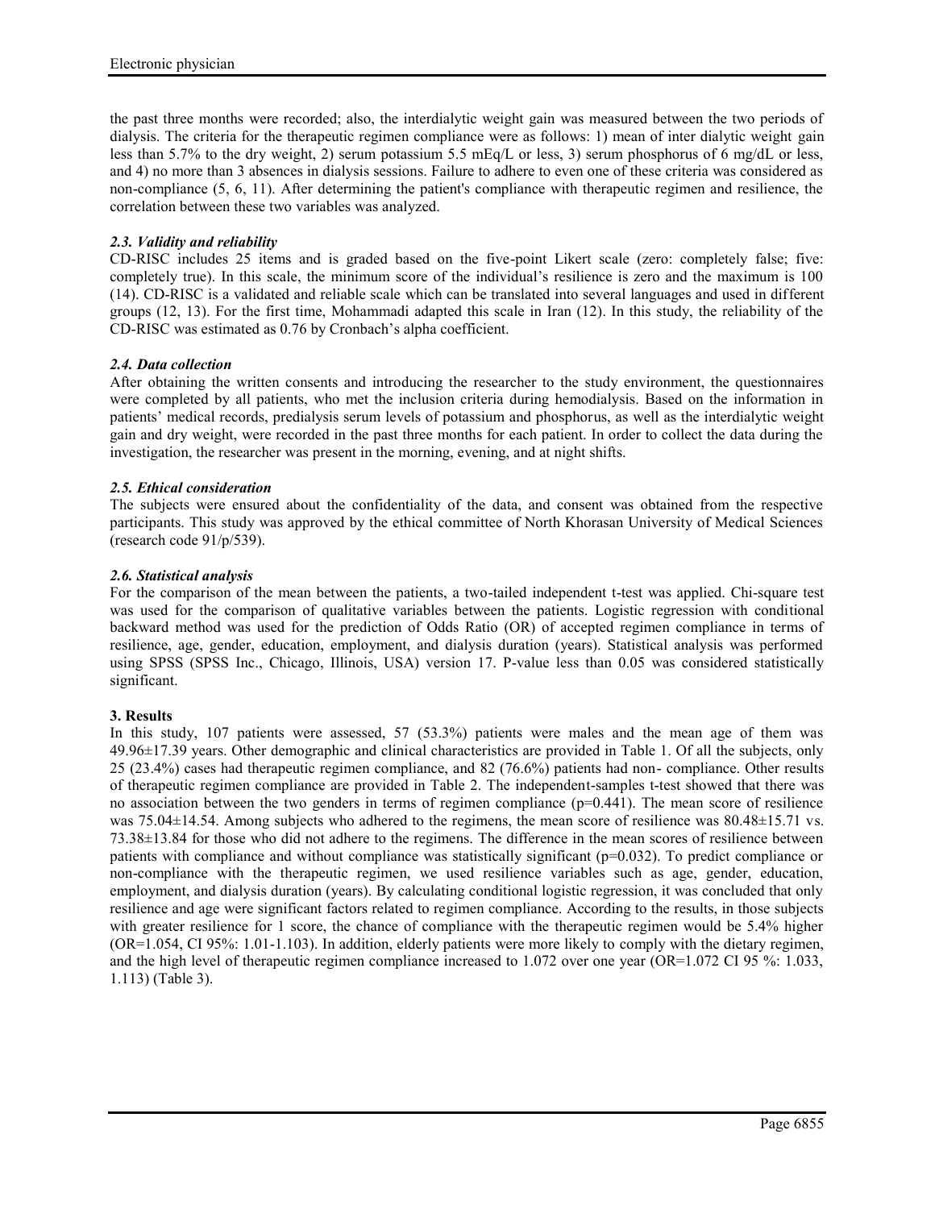the past three months were recorded; also, the interdialytic weight gain was measured between the two periods of dialysis. The criteria for the therapeutic regimen compliance were as follows: 1) mean of inter dialytic weight gain less than 5.7% to the dry weight, 2) serum potassium 5.5 mEq/L or less, 3) serum phosphorus of 6 mg/dL or less, and 4) no more than 3 absences in dialysis sessions. Failure to adhere to even one of these criteria was considered as non-compliance (5, 6, 11). After determining the patient's compliance with therapeutic regimen and resilience, the correlation between these two variables was analyzed.

### *2.3. Validity and reliability*

CD-RISC includes 25 items and is graded based on the five-point Likert scale (zero: completely false; five: completely true). In this scale, the minimum score of the individual's resilience is zero and the maximum is 100 (14). CD-RISC is a validated and reliable scale which can be translated into several languages and used in different groups (12, 13). For the first time, Mohammadi adapted this scale in Iran (12). In this study, the reliability of the CD-RISC was estimated as 0.76 by Cronbach's alpha coefficient.

### *2.4. Data collection*

After obtaining the written consents and introducing the researcher to the study environment, the questionnaires were completed by all patients, who met the inclusion criteria during hemodialysis. Based on the information in patients' medical records, predialysis serum levels of potassium and phosphorus, as well as the interdialytic weight gain and dry weight, were recorded in the past three months for each patient. In order to collect the data during the investigation, the researcher was present in the morning, evening, and at night shifts.

### *2.5. Ethical consideration*

The subjects were ensured about the confidentiality of the data, and consent was obtained from the respective participants. This study was approved by the ethical committee of North Khorasan University of Medical Sciences (research code 91/p/539).

### *2.6. Statistical analysis*

For the comparison of the mean between the patients, a two-tailed independent t-test was applied. Chi-square test was used for the comparison of qualitative variables between the patients. Logistic regression with conditional backward method was used for the prediction of Odds Ratio (OR) of accepted regimen compliance in terms of resilience, age, gender, education, employment, and dialysis duration (years). Statistical analysis was performed using SPSS (SPSS Inc., Chicago, Illinois, USA) version 17. P-value less than 0.05 was considered statistically significant.

## 3. Results

In this study, 107 patients were assessed, 57 (53.3%) patients were males and the mean age of them was 49.96±17.39 years. Other demographic and clinical characteristics are provided in Table 1. Of all the subjects, only 25 (23.4%) cases had therapeutic regimen compliance, and 82 (76.6%) patients had non- compliance. Other results of therapeutic regimen compliance are provided in Table 2. The independent-samples t-test showed that there was no association between the two genders in terms of regimen compliance ($p=0.441$). The mean score of resilience was 75.04±14.54. Among subjects who adhered to the regimens, the mean score of resilience was 80.48±15.71 vs. 73.38±13.84 for those who did not adhere to the regimens. The difference in the mean scores of resilience between patients with compliance and without compliance was statistically significant ($p=0.032$). To predict compliance or non-compliance with the therapeutic regimen, we used resilience variables such as age, gender, education, employment, and dialysis duration (years). By calculating conditional logistic regression, it was concluded that only resilience and age were significant factors related to regimen compliance. According to the results, in those subjects with greater resilience for 1 score, the chance of compliance with the therapeutic regimen would be 5.4% higher (OR=1.054, CI 95%: 1.01-1.103). In addition, elderly patients were more likely to comply with the dietary regimen, and the high level of therapeutic regimen compliance increased to 1.072 over one year (OR=1.072 CI 95 %: 1.033, 1.113) (Table 3).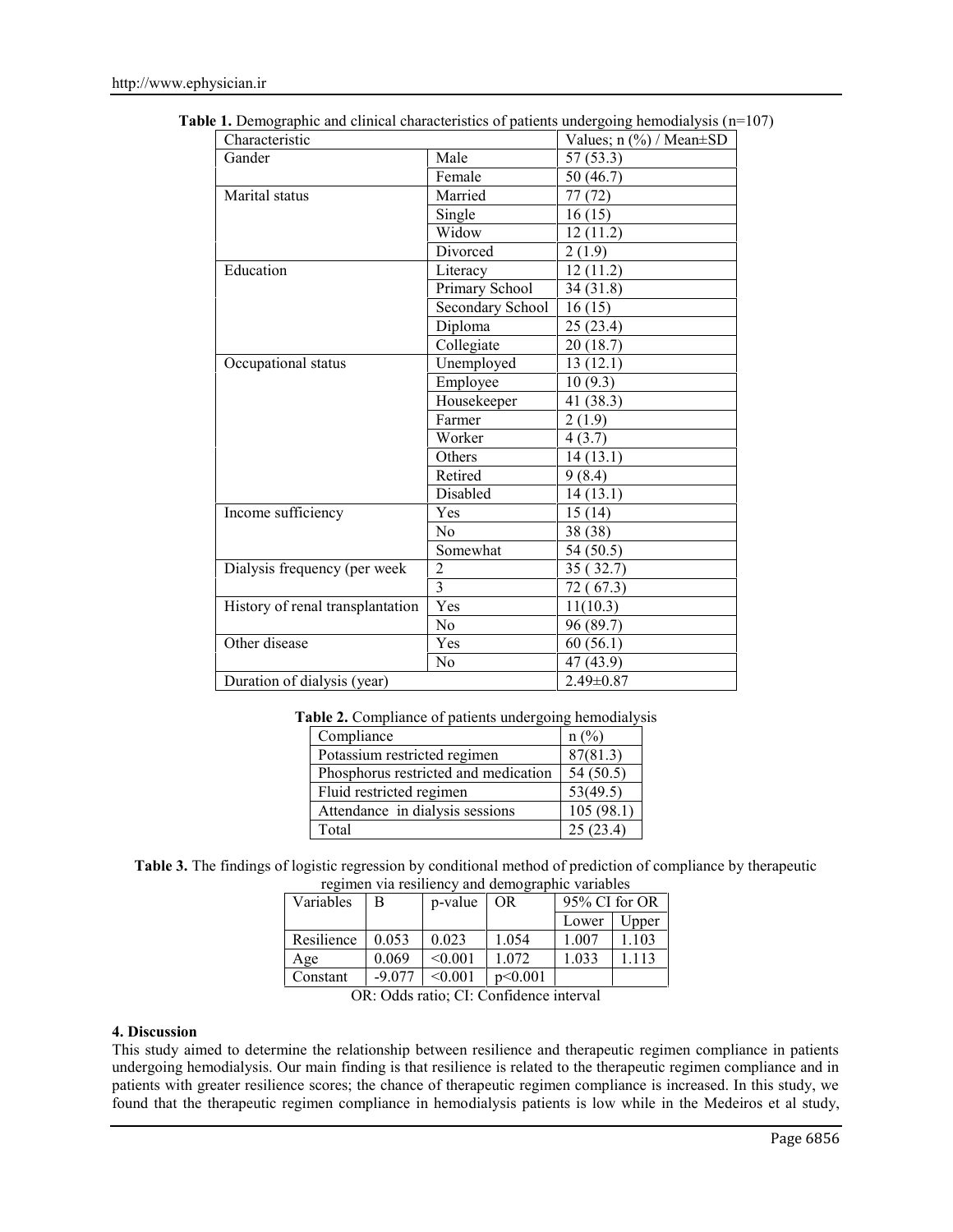**Table 1.** Demographic and clinical characteristics of patients undergoing hemodialysis (n=107)

| Characteristic | | Values; n (%) / Mean±SD |
|---|---|---|
| Gander | Male | 57 (53.3) |
| | Female | 50 (46.7) |
| Marital status | Married | 77 (72) |
| | Single | 16 (15) |
| | Widow | 12 (11.2) |
| | Divorced | 2 (1.9) |
| Education | Literacy | 12 (11.2) |
| | Primary School | 34 (31.8) |
| | Secondary School | 16 (15) |
| | Diploma | 25 (23.4) |
| | Collegiate | 20 (18.7) |
| Occupational status | Unemployed | 13 (12.1) |
| | Employee | 10 (9.3) |
| | Housekeeper | 41 (38.3) |
| | Farmer | 2 (1.9) |
| | Worker | 4 (3.7) |
| | Others | 14 (13.1) |
| | Retired | 9 (8.4) |
| | Disabled | 14 (13.1) |
| Income sufficiency | Yes | 15 (14) |
| | No | 38 (38) |
| | Somewhat | 54 (50.5) |
| Dialysis frequency (per week | 2 | 35 ( 32.7) |
| | 3 | 72 ( 67.3) |
| History of renal transplantation | Yes | 11(10.3) |
| | No | 96 (89.7) |
| Other disease | Yes | 60 (56.1) |
| | No | 47 (43.9) |
| Duration of dialysis (year) | | 2.49±0.87 |

**Table 2.** Compliance of patients undergoing hemodialysis

| Compliance | n (%) |
|---|---|
| Potassium restricted regimen | 87(81.3) |
| Phosphorus restricted and medication | 54 (50.5) |
| Fluid restricted regimen | 53(49.5) |
| Attendance in dialysis sessions | 105 (98.1) |
| Total | 25 (23.4) |

**Table 3.** The findings of logistic regression by conditional method of prediction of compliance by therapeutic regimen via resiliency and demographic variables

| Variables | B | p-value | OR | 95% CI for OR | |
|---|---|---|---|---|---|
| | | | | Lower | Upper |
| Resilience | 0.053 | 0.023 | 1.054 | 1.007 | 1.103 |
| Age | 0.069 | <0.001 | 1.072 | 1.033 | 1.113 |
| Constant | -9.077 | <0.001 | p<0.001 | | |

OR: Odds ratio; CI: Confidence interval

#### 4. Discussion

This study aimed to determine the relationship between resilience and therapeutic regimen compliance in patients undergoing hemodialysis. Our main finding is that resilience is related to the therapeutic regimen compliance and in patients with greater resilience scores; the chance of therapeutic regimen compliance is increased. In this study, we found that the therapeutic regimen compliance in hemodialysis patients is low while in the Medeiros et al study,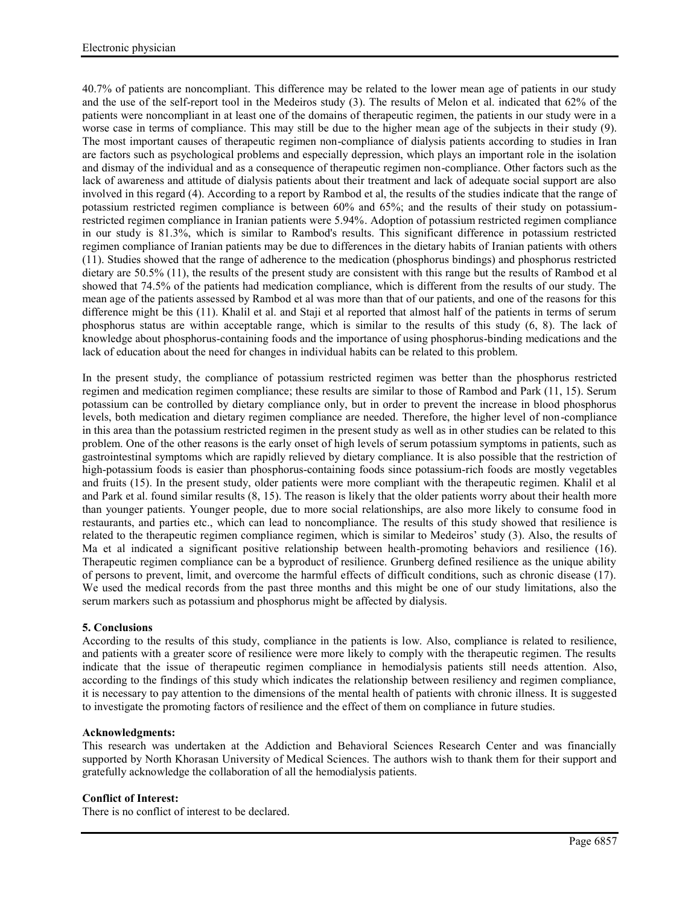40.7% of patients are noncompliant. This difference may be related to the lower mean age of patients in our study and the use of the self-report tool in the Medeiros study (3). The results of Melon et al. indicated that 62% of the patients were noncompliant in at least one of the domains of therapeutic regimen, the patients in our study were in a worse case in terms of compliance. This may still be due to the higher mean age of the subjects in their study (9). The most important causes of therapeutic regimen non-compliance of dialysis patients according to studies in Iran are factors such as psychological problems and especially depression, which plays an important role in the isolation and dismay of the individual and as a consequence of therapeutic regimen non-compliance. Other factors such as the lack of awareness and attitude of dialysis patients about their treatment and lack of adequate social support are also involved in this regard (4). According to a report by Rambod et al, the results of the studies indicate that the range of potassium restricted regimen compliance is between 60% and 65%; and the results of their study on potassium-restricted regimen compliance in Iranian patients were 5.94%. Adoption of potassium restricted regimen compliance in our study is 81.3%, which is similar to Rambod's results. This significant difference in potassium restricted regimen compliance of Iranian patients may be due to differences in the dietary habits of Iranian patients with others (11). Studies showed that the range of adherence to the medication (phosphorus bindings) and phosphorus restricted dietary are 50.5% (11), the results of the present study are consistent with this range but the results of Rambod et al showed that 74.5% of the patients had medication compliance, which is different from the results of our study. The mean age of the patients assessed by Rambod et al was more than that of our patients, and one of the reasons for this difference might be this (11). Khalil et al. and Staji et al reported that almost half of the patients in terms of serum phosphorus status are within acceptable range, which is similar to the results of this study (6, 8). The lack of knowledge about phosphorus-containing foods and the importance of using phosphorus-binding medications and the lack of education about the need for changes in individual habits can be related to this problem.

In the present study, the compliance of potassium restricted regimen was better than the phosphorus restricted regimen and medication regimen compliance; these results are similar to those of Rambod and Park (11, 15). Serum potassium can be controlled by dietary compliance only, but in order to prevent the increase in blood phosphorus levels, both medication and dietary regimen compliance are needed. Therefore, the higher level of non-compliance in this area than the potassium restricted regimen in the present study as well as in other studies can be related to this problem. One of the other reasons is the early onset of high levels of serum potassium symptoms in patients, such as gastrointestinal symptoms which are rapidly relieved by dietary compliance. It is also possible that the restriction of high-potassium foods is easier than phosphorus-containing foods since potassium-rich foods are mostly vegetables and fruits (15). In the present study, older patients were more compliant with the therapeutic regimen. Khalil et al and Park et al. found similar results (8, 15). The reason is likely that the older patients worry about their health more than younger patients. Younger people, due to more social relationships, are also more likely to consume food in restaurants, and parties etc., which can lead to noncompliance. The results of this study showed that resilience is related to the therapeutic regimen compliance regimen, which is similar to Medeiros' study (3). Also, the results of Ma et al indicated a significant positive relationship between health-promoting behaviors and resilience (16). Therapeutic regimen compliance can be a byproduct of resilience. Grunberg defined resilience as the unique ability of persons to prevent, limit, and overcome the harmful effects of difficult conditions, such as chronic disease (17). We used the medical records from the past three months and this might be one of our study limitations, also the serum markers such as potassium and phosphorus might be affected by dialysis.

## 5. Conclusions

According to the results of this study, compliance in the patients is low. Also, compliance is related to resilience, and patients with a greater score of resilience were more likely to comply with the therapeutic regimen. The results indicate that the issue of therapeutic regimen compliance in hemodialysis patients still needs attention. Also, according to the findings of this study which indicates the relationship between resiliency and regimen compliance, it is necessary to pay attention to the dimensions of the mental health of patients with chronic illness. It is suggested to investigate the promoting factors of resilience and the effect of them on compliance in future studies.

**Acknowledgments:**

This research was undertaken at the Addiction and Behavioral Sciences Research Center and was financially supported by North Khorasan University of Medical Sciences. The authors wish to thank them for their support and gratefully acknowledge the collaboration of all the hemodialysis patients.

**Conflict of Interest:**

There is no conflict of interest to be declared.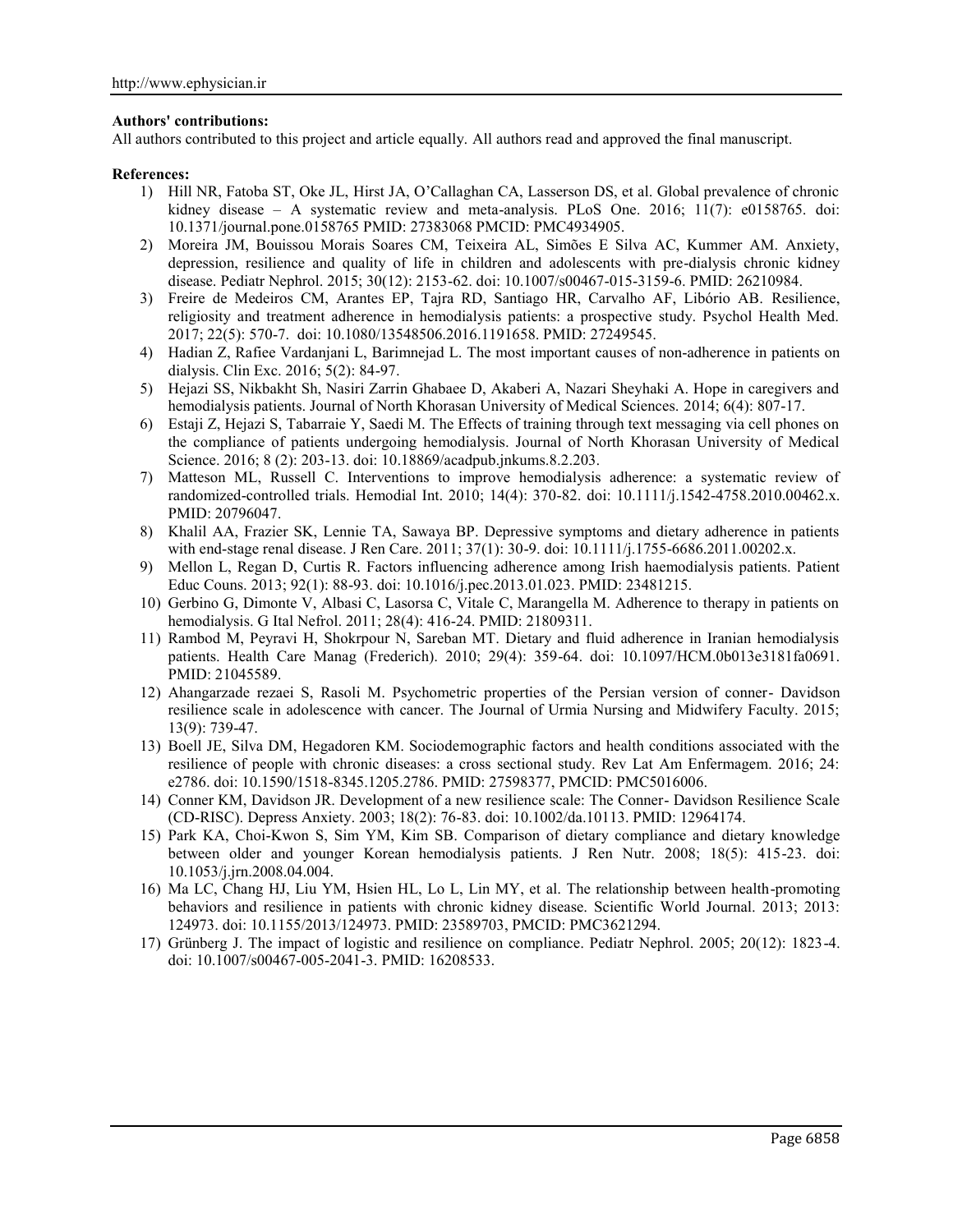**Authors' contributions:**

All authors contributed to this project and article equally. All authors read and approved the final manuscript.

**References:**

1) Hill NR, Fatoba ST, Oke JL, Hirst JA, O'Callaghan CA, Lasserson DS, et al. Global prevalence of chronic kidney disease – A systematic review and meta-analysis. PLoS One. 2016; 11(7): e0158765. doi: 10.1371/journal.pone.0158765 PMID: 27383068 PMCID: PMC4934905.
2) Moreira JM, Bouissou Morais Soares CM, Teixeira AL, Simões E Silva AC, Kummer AM. Anxiety, depression, resilience and quality of life in children and adolescents with pre-dialysis chronic kidney disease. Pediatr Nephrol. 2015; 30(12): 2153-62. doi: 10.1007/s00467-015-3159-6. PMID: 26210984.
3) Freire de Medeiros CM, Arantes EP, Tajra RD, Santiago HR, Carvalho AF, Libório AB. Resilience, religiosity and treatment adherence in hemodialysis patients: a prospective study. Psychol Health Med. 2017; 22(5): 570-7. doi: 10.1080/13548506.2016.1191658. PMID: 27249545.
4) Hadian Z, Rafiee Vardanjani L, Barimnejad L. The most important causes of non-adherence in patients on dialysis. Clin Exc. 2016; 5(2): 84-97.
5) Hejazi SS, Nikbakht Sh, Nasiri Zarrin Ghabaee D, Akaberi A, Nazari Sheyhaki A. Hope in caregivers and hemodialysis patients. Journal of North Khorasan University of Medical Sciences. 2014; 6(4): 807-17.
6) Estaji Z, Hejazi S, Tabarraie Y, Saedi M. The Effects of training through text messaging via cell phones on the compliance of patients undergoing hemodialysis. Journal of North Khorasan University of Medical Science. 2016; 8 (2): 203-13. doi: 10.18869/acadpub.jnkums.8.2.203.
7) Matteson ML, Russell C. Interventions to improve hemodialysis adherence: a systematic review of randomized-controlled trials. Hemodial Int. 2010; 14(4): 370-82. doi: 10.1111/j.1542-4758.2010.00462.x. PMID: 20796047.
8) Khalil AA, Frazier SK, Lennie TA, Sawaya BP. Depressive symptoms and dietary adherence in patients with end-stage renal disease. J Ren Care. 2011; 37(1): 30-9. doi: 10.1111/j.1755-6686.2011.00202.x.
9) Mellon L, Regan D, Curtis R. Factors influencing adherence among Irish haemodialysis patients. Patient Educ Couns. 2013; 92(1): 88-93. doi: 10.1016/j.pec.2013.01.023. PMID: 23481215.
10) Gerbino G, Dimonte V, Albasi C, Lasorsa C, Vitale C, Marangella M. Adherence to therapy in patients on hemodialysis. G Ital Nefrol. 2011; 28(4): 416-24. PMID: 21809311.
11) Rambod M, Peyravi H, Shokrpour N, Sareban MT. Dietary and fluid adherence in Iranian hemodialysis patients. Health Care Manag (Frederich). 2010; 29(4): 359-64. doi: 10.1097/HCM.0b013e3181fa0691. PMID: 21045589.
12) Ahangarzade rezaei S, Rasoli M. Psychometric properties of the Persian version of conner- Davidson resilience scale in adolescence with cancer. The Journal of Urmia Nursing and Midwifery Faculty. 2015; 13(9): 739-47.
13) Boell JE, Silva DM, Hegadoren KM. Sociodemographic factors and health conditions associated with the resilience of people with chronic diseases: a cross sectional study. Rev Lat Am Enfermagem. 2016; 24: e2786. doi: 10.1590/1518-8345.1205.2786. PMID: 27598377, PMCID: PMC5016006.
14) Conner KM, Davidson JR. Development of a new resilience scale: The Conner- Davidson Resilience Scale (CD-RISC). Depress Anxiety. 2003; 18(2): 76-83. doi: 10.1002/da.10113. PMID: 12964174.
15) Park KA, Choi-Kwon S, Sim YM, Kim SB. Comparison of dietary compliance and dietary knowledge between older and younger Korean hemodialysis patients. J Ren Nutr. 2008; 18(5): 415-23. doi: 10.1053/j.jrn.2008.04.004.
16) Ma LC, Chang HJ, Liu YM, Hsien HL, Lo L, Lin MY, et al. The relationship between health-promoting behaviors and resilience in patients with chronic kidney disease. Scientific World Journal. 2013; 2013: 124973. doi: 10.1155/2013/124973. PMID: 23589703, PMCID: PMC3621294.
17) Grünberg J. The impact of logistic and resilience on compliance. Pediatr Nephrol. 2005; 20(12): 1823-4. doi: 10.1007/s00467-005-2041-3. PMID: 16208533.